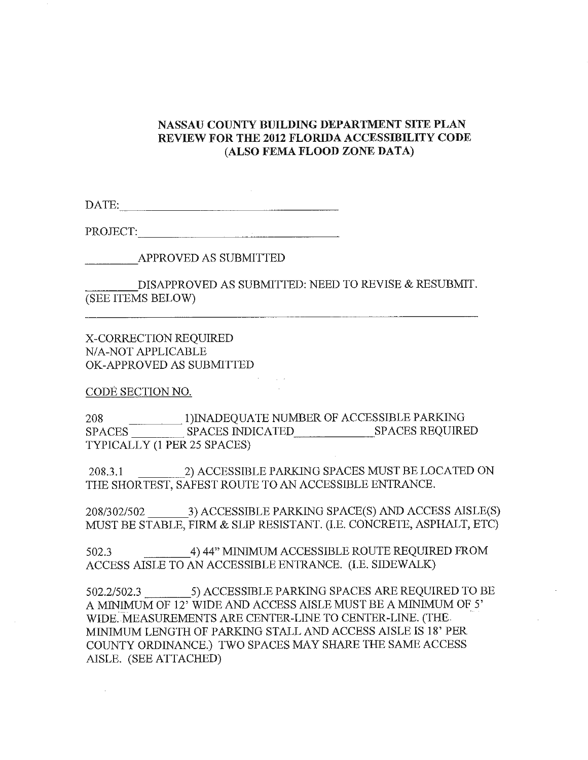# NASSAU COUNTY BUILDING DEPARTMENT SITE PLAN REVIEW FOR THE 2012 FLORIDA ACCESSIBILITY CODE (ALSO FEMA FLOOD ZONE DATA)

DATE: ________________________________

PROJECT: ________________________________

________ APPROVED AS SUBMITTED

________ DISAPPROVED AS SUBMITTED: NEED TO REVISE & RESUBMIT. (SEE ITEMS BELOW)

---

X-CORRECTION REQUIRED
N/A-NOT APPLICABLE
OK-APPROVED AS SUBMITTED

CODE SECTION NO.

208 ________ 1)INADEQUATE NUMBER OF ACCESSIBLE PARKING SPACES ________ SPACES INDICATED ____________ SPACES REQUIRED TYPICALLY (1 PER 25 SPACES)

208.3.1 ________ 2) ACCESSIBLE PARKING SPACES MUST BE LOCATED ON THE SHORTEST, SAFEST ROUTE TO AN ACCESSIBLE ENTRANCE.

208/302/502 ________ 3) ACCESSIBLE PARKING SPACE(S) AND ACCESS AISLE(S) MUST BE STABLE, FIRM & SLIP RESISTANT. (I.E. CONCRETE, ASPHALT, ETC)

502.3 ________ 4) 44" MINIMUM ACCESSIBLE ROUTE REQUIRED FROM ACCESS AISLE TO AN ACCESSIBLE ENTRANCE. (I.E. SIDEWALK)

502.2/502.3 ________ 5) ACCESSIBLE PARKING SPACES ARE REQUIRED TO BE A MINIMUM OF 12' WIDE AND ACCESS AISLE MUST BE A MINIMUM OF 5' WIDE. MEASUREMENTS ARE CENTER-LINE TO CENTER-LINE. (THE MINIMUM LENGTH OF PARKING STALL AND ACCESS AISLE IS 18' PER COUNTY ORDINANCE.) TWO SPACES MAY SHARE THE SAME ACCESS AISLE. (SEE ATTACHED)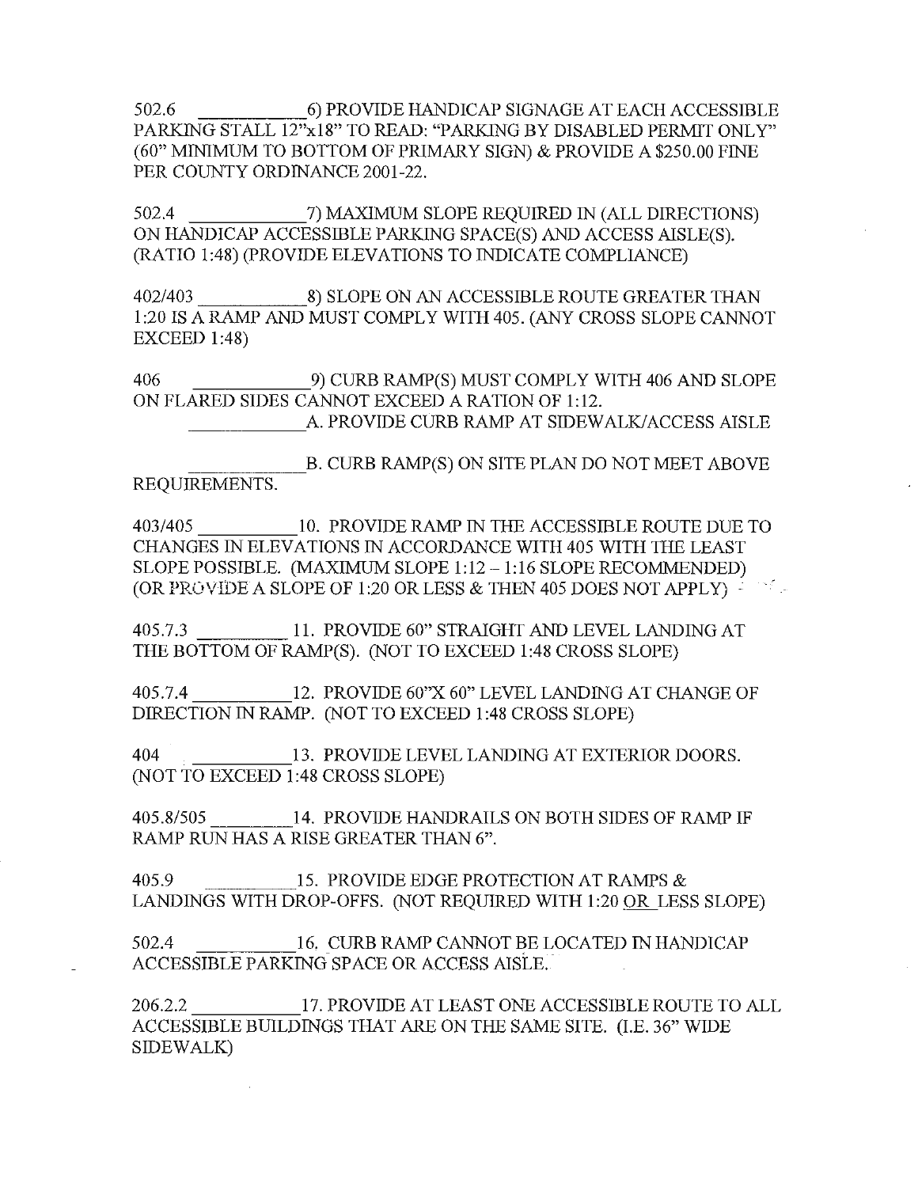502.6 ____________ 6) PROVIDE HANDICAP SIGNAGE AT EACH ACCESSIBLE PARKING STALL 12"x18" TO READ: "PARKING BY DISABLED PERMIT ONLY" (60" MINIMUM TO BOTTOM OF PRIMARY SIGN) & PROVIDE A $250.00 FINE PER COUNTY ORDINANCE 2001-22.

502.4 ____________ 7) MAXIMUM SLOPE REQUIRED IN (ALL DIRECTIONS) ON HANDICAP ACCESSIBLE PARKING SPACE(S) AND ACCESS AISLE(S). (RATIO 1:48) (PROVIDE ELEVATIONS TO INDICATE COMPLIANCE)

402/403 ____________ 8) SLOPE ON AN ACCESSIBLE ROUTE GREATER THAN 1:20 IS A RAMP AND MUST COMPLY WITH 405. (ANY CROSS SLOPE CANNOT EXCEED 1:48)

406 ____________ 9) CURB RAMP(S) MUST COMPLY WITH 406 AND SLOPE ON FLARED SIDES CANNOT EXCEED A RATION OF 1:12.

____________ A. PROVIDE CURB RAMP AT SIDEWALK/ACCESS AISLE

____________ B. CURB RAMP(S) ON SITE PLAN DO NOT MEET ABOVE REQUIREMENTS.

403/405 ____________ 10. PROVIDE RAMP IN THE ACCESSIBLE ROUTE DUE TO CHANGES IN ELEVATIONS IN ACCORDANCE WITH 405 WITH THE LEAST SLOPE POSSIBLE. (MAXIMUM SLOPE 1:12 – 1:16 SLOPE RECOMMENDED) (OR PROVIDE A SLOPE OF 1:20 OR LESS & THEN 405 DOES NOT APPLY)

405.7.3 ____________ 11. PROVIDE 60" STRAIGHT AND LEVEL LANDING AT THE BOTTOM OF RAMP(S). (NOT TO EXCEED 1:48 CROSS SLOPE)

405.7.4 ____________ 12. PROVIDE 60"X 60" LEVEL LANDING AT CHANGE OF DIRECTION IN RAMP. (NOT TO EXCEED 1:48 CROSS SLOPE)

404 ____________ 13. PROVIDE LEVEL LANDING AT EXTERIOR DOORS. (NOT TO EXCEED 1:48 CROSS SLOPE)

405.8/505 ____________ 14. PROVIDE HANDRAILS ON BOTH SIDES OF RAMP IF RAMP RUN HAS A RISE GREATER THAN 6".

405.9 ____________ 15. PROVIDE EDGE PROTECTION AT RAMPS & LANDINGS WITH DROP-OFFS. (NOT REQUIRED WITH 1:20 OR LESS SLOPE)

502.4 ____________ 16. CURB RAMP CANNOT BE LOCATED IN HANDICAP ACCESSIBLE PARKING SPACE OR ACCESS AISLE.

206.2.2 ____________ 17. PROVIDE AT LEAST ONE ACCESSIBLE ROUTE TO ALL ACCESSIBLE BUILDINGS THAT ARE ON THE SAME SITE. (I.E. 36" WIDE SIDEWALK)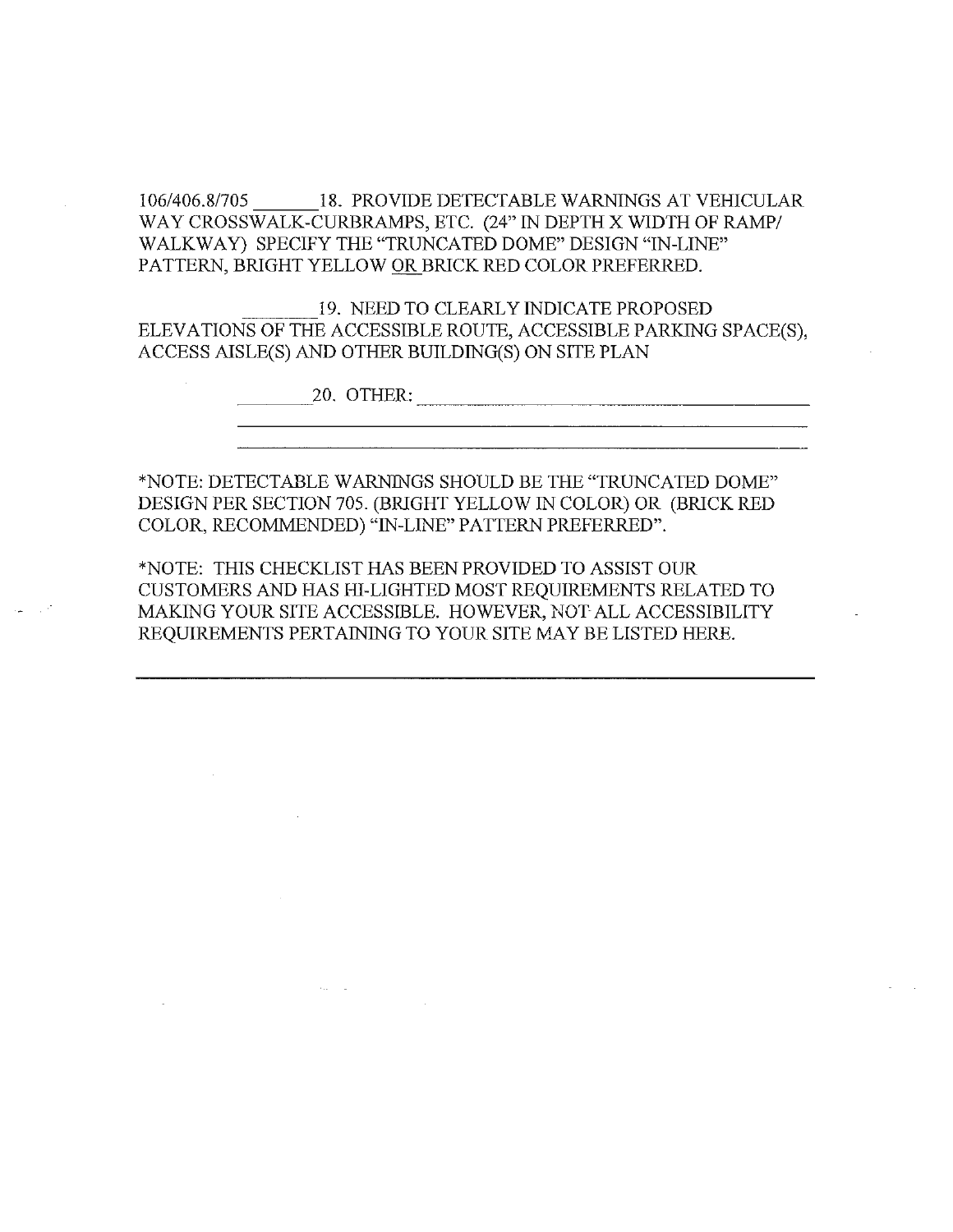106/406.8/705 ______18. PROVIDE DETECTABLE WARNINGS AT VEHICULAR WAY CROSSWALK-CURBRAMPS, ETC. (24" IN DEPTH X WIDTH OF RAMP/ WALKWAY) SPECIFY THE "TRUNCATED DOME" DESIGN "IN-LINE" PATTERN, BRIGHT YELLOW <u>OR</u> BRICK RED COLOR PREFERRED.

______19. NEED TO CLEARLY INDICATE PROPOSED ELEVATIONS OF THE ACCESSIBLE ROUTE, ACCESSIBLE PARKING SPACE(S), ACCESS AISLE(S) AND OTHER BUILDING(S) ON SITE PLAN

______20. OTHER: ____________________________________________

____________________________________________________________

____________________________________________________________

*NOTE: DETECTABLE WARNINGS SHOULD BE THE "TRUNCATED DOME" DESIGN PER SECTION 705. (BRIGHT YELLOW IN COLOR) OR (BRICK RED COLOR, RECOMMENDED) "IN-LINE" PATTERN PREFERRED".

*NOTE: THIS CHECKLIST HAS BEEN PROVIDED TO ASSIST OUR CUSTOMERS AND HAS HI-LIGHTED MOST REQUIREMENTS RELATED TO MAKING YOUR SITE ACCESSIBLE. HOWEVER, NOT ALL ACCESSIBILITY REQUIREMENTS PERTAINING TO YOUR SITE MAY BE LISTED HERE.

---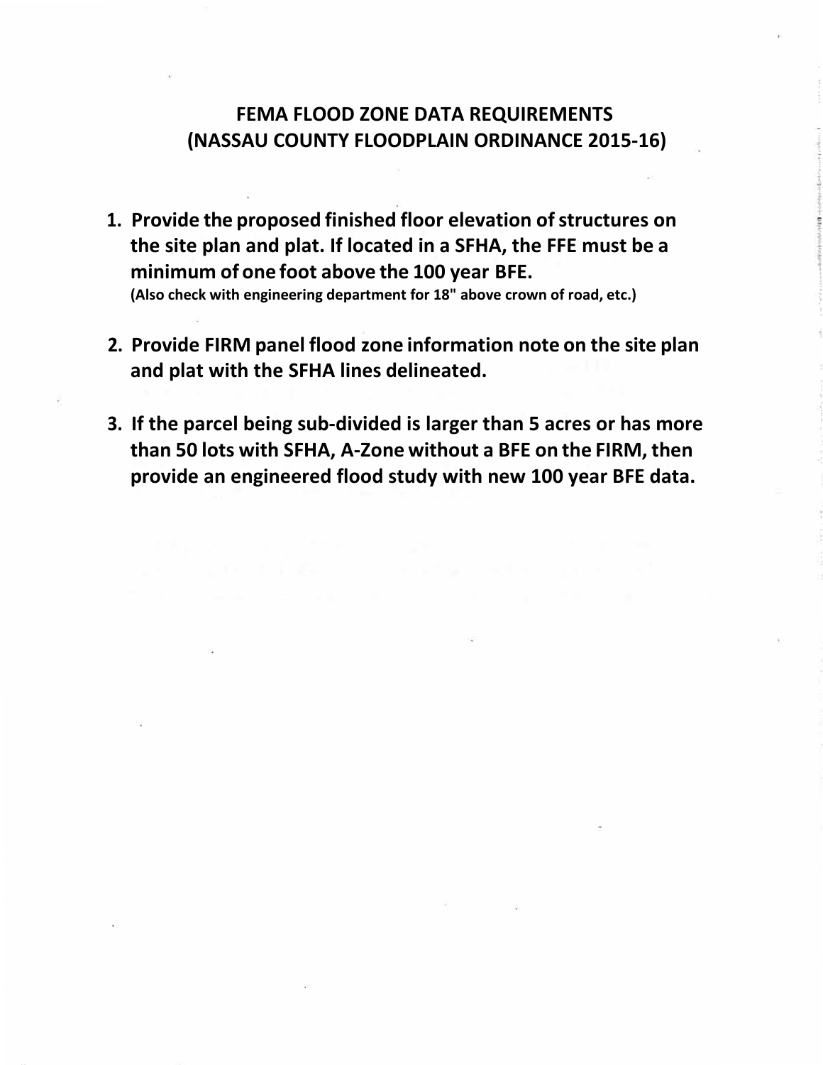# FEMA FLOOD ZONE DATA REQUIREMENTS (NASSAU COUNTY FLOODPLAIN ORDINANCE 2015-16)

1. **Provide the proposed finished floor elevation of structures on the site plan and plat. If located in a SFHA, the FFE must be a minimum of one foot above the 100 year BFE.**
   **(Also check with engineering department for 18" above crown of road, etc.)**

2. **Provide FIRM panel flood zone information note on the site plan and plat with the SFHA lines delineated.**

3. **If the parcel being sub-divided is larger than 5 acres or has more than 50 lots with SFHA, A-Zone without a BFE on the FIRM, then provide an engineered flood study with new 100 year BFE data.**